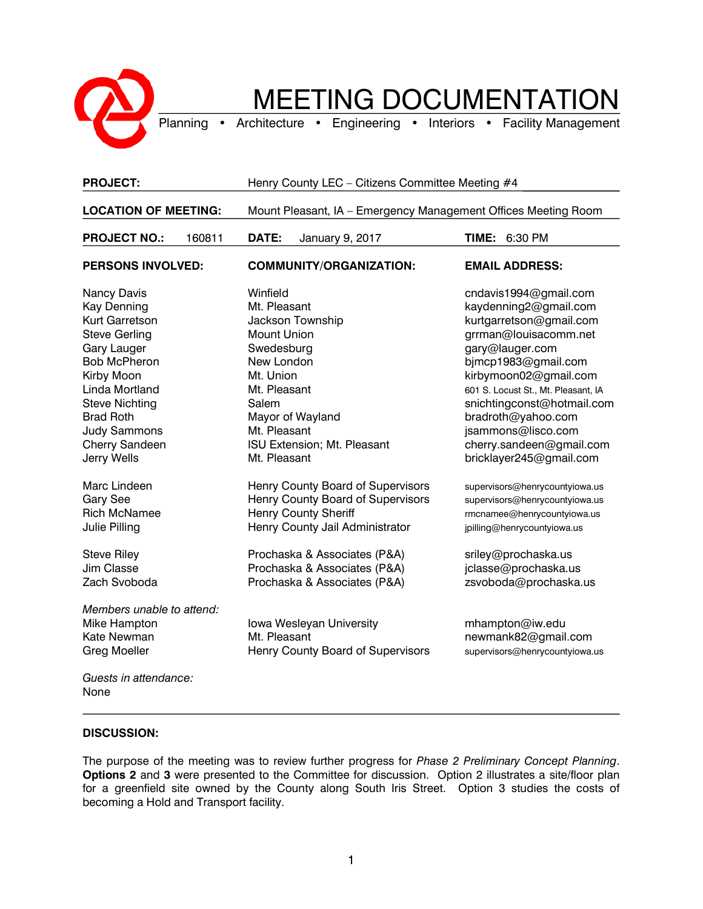# MEETING DOCUMENTATION

Planning • Architecture • Engineering • Interiors • Facility Management

**PROJECT:** Henry County LEC – Citizens Committee Meeting #4

**LOCATION OF MEETING:** Mount Pleasant, IA – Emergency Management Offices Meeting Room

**PROJECT NO.:** 160811 **DATE:** January 9, 2017 **TIME:** 6:30 PM

| PERSONS INVOLVED: | COMMUNITY/ORGANIZATION: | EMAIL ADDRESS: |
|---|---|---|
| Nancy Davis | Winfield | cndavis1994@gmail.com |
| Kay Denning | Mt. Pleasant | kaydenning2@gmail.com |
| Kurt Garretson | Jackson Township | kurtgarretson@gmail.com |
| Steve Gerling | Mount Union | grrman@louisacomm.net |
| Gary Lauger | Swedesburg | gary@lauger.com |
| Bob McPheron | New London | bjmcp1983@gmail.com |
| Kirby Moon | Mt. Union | kirbymoon02@gmail.com |
| Linda Mortland | Mt. Pleasant | 601 S. Locust St., Mt. Pleasant, IA |
| Steve Nichting | Salem | snichtingconst@hotmail.com |
| Brad Roth | Mayor of Wayland | bradroth@yahoo.com |
| Judy Sammons | Mt. Pleasant | jsammons@lisco.com |
| Cherry Sandeen | ISU Extension; Mt. Pleasant | cherry.sandeen@gmail.com |
| Jerry Wells | Mt. Pleasant | bricklayer245@gmail.com |
| | | |
| Marc Lindeen | Henry County Board of Supervisors | supervisors@henrycountyiowa.us |
| Gary See | Henry County Board of Supervisors | supervisors@henrycountyiowa.us |
| Rich McNamee | Henry County Sheriff | rmcnamee@henrycountyiowa.us |
| Julie Pilling | Henry County Jail Administrator | jpilling@henrycountyiowa.us |
| | | |
| Steve Riley | Prochaska & Associates (P&A) | sriley@prochaska.us |
| Jim Classe | Prochaska & Associates (P&A) | jclasse@prochaska.us |
| Zach Svoboda | Prochaska & Associates (P&A) | zsvoboda@prochaska.us |
| | | |
| *Members unable to attend:* | | |
| Mike Hampton | Iowa Wesleyan University | mhampton@iw.edu |
| Kate Newman | Mt. Pleasant | newmank82@gmail.com |
| Greg Moeller | Henry County Board of Supervisors | supervisors@henrycountyiowa.us |

*Guests in attendance:*
None

## DISCUSSION:

The purpose of the meeting was to review further progress for *Phase 2 Preliminary Concept Planning*. **Options 2** and **3** were presented to the Committee for discussion. Option 2 illustrates a site/floor plan for a greenfield site owned by the County along South Iris Street. Option 3 studies the costs of becoming a Hold and Transport facility.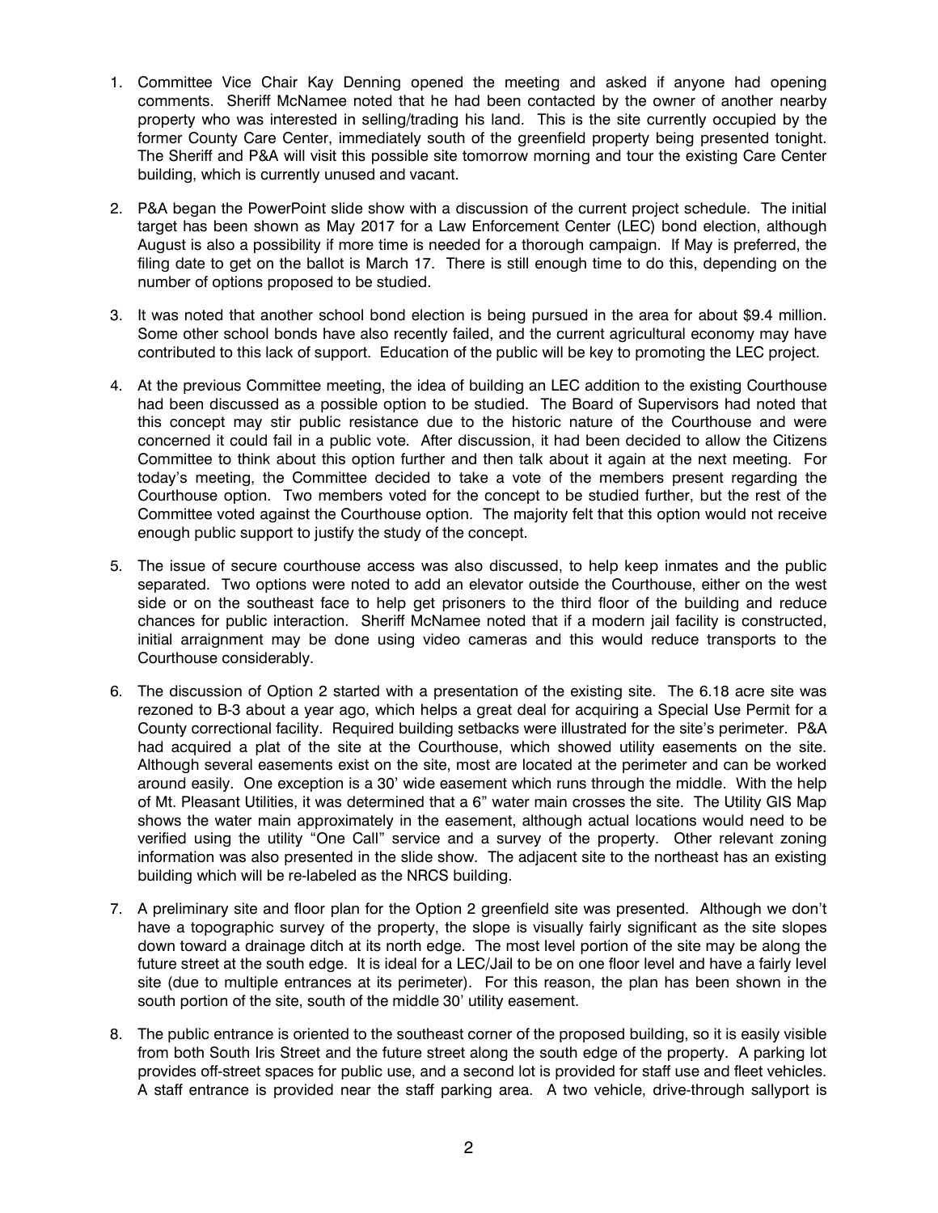1. Committee Vice Chair Kay Denning opened the meeting and asked if anyone had opening comments. Sheriff McNamee noted that he had been contacted by the owner of another nearby property who was interested in selling/trading his land. This is the site currently occupied by the former County Care Center, immediately south of the greenfield property being presented tonight. The Sheriff and P&A will visit this possible site tomorrow morning and tour the existing Care Center building, which is currently unused and vacant.

2. P&A began the PowerPoint slide show with a discussion of the current project schedule. The initial target has been shown as May 2017 for a Law Enforcement Center (LEC) bond election, although August is also a possibility if more time is needed for a thorough campaign. If May is preferred, the filing date to get on the ballot is March 17. There is still enough time to do this, depending on the number of options proposed to be studied.

3. It was noted that another school bond election is being pursued in the area for about $9.4 million. Some other school bonds have also recently failed, and the current agricultural economy may have contributed to this lack of support. Education of the public will be key to promoting the LEC project.

4. At the previous Committee meeting, the idea of building an LEC addition to the existing Courthouse had been discussed as a possible option to be studied. The Board of Supervisors had noted that this concept may stir public resistance due to the historic nature of the Courthouse and were concerned it could fail in a public vote. After discussion, it had been decided to allow the Citizens Committee to think about this option further and then talk about it again at the next meeting. For today's meeting, the Committee decided to take a vote of the members present regarding the Courthouse option. Two members voted for the concept to be studied further, but the rest of the Committee voted against the Courthouse option. The majority felt that this option would not receive enough public support to justify the study of the concept.

5. The issue of secure courthouse access was also discussed, to help keep inmates and the public separated. Two options were noted to add an elevator outside the Courthouse, either on the west side or on the southeast face to help get prisoners to the third floor of the building and reduce chances for public interaction. Sheriff McNamee noted that if a modern jail facility is constructed, initial arraignment may be done using video cameras and this would reduce transports to the Courthouse considerably.

6. The discussion of Option 2 started with a presentation of the existing site. The 6.18 acre site was rezoned to B-3 about a year ago, which helps a great deal for acquiring a Special Use Permit for a County correctional facility. Required building setbacks were illustrated for the site's perimeter. P&A had acquired a plat of the site at the Courthouse, which showed utility easements on the site. Although several easements exist on the site, most are located at the perimeter and can be worked around easily. One exception is a 30' wide easement which runs through the middle. With the help of Mt. Pleasant Utilities, it was determined that a 6" water main crosses the site. The Utility GIS Map shows the water main approximately in the easement, although actual locations would need to be verified using the utility "One Call" service and a survey of the property. Other relevant zoning information was also presented in the slide show. The adjacent site to the northeast has an existing building which will be re-labeled as the NRCS building.

7. A preliminary site and floor plan for the Option 2 greenfield site was presented. Although we don't have a topographic survey of the property, the slope is visually fairly significant as the site slopes down toward a drainage ditch at its north edge. The most level portion of the site may be along the future street at the south edge. It is ideal for a LEC/Jail to be on one floor level and have a fairly level site (due to multiple entrances at its perimeter). For this reason, the plan has been shown in the south portion of the site, south of the middle 30' utility easement.

8. The public entrance is oriented to the southeast corner of the proposed building, so it is easily visible from both South Iris Street and the future street along the south edge of the property. A parking lot provides off-street spaces for public use, and a second lot is provided for staff use and fleet vehicles. A staff entrance is provided near the staff parking area. A two vehicle, drive-through sallyport is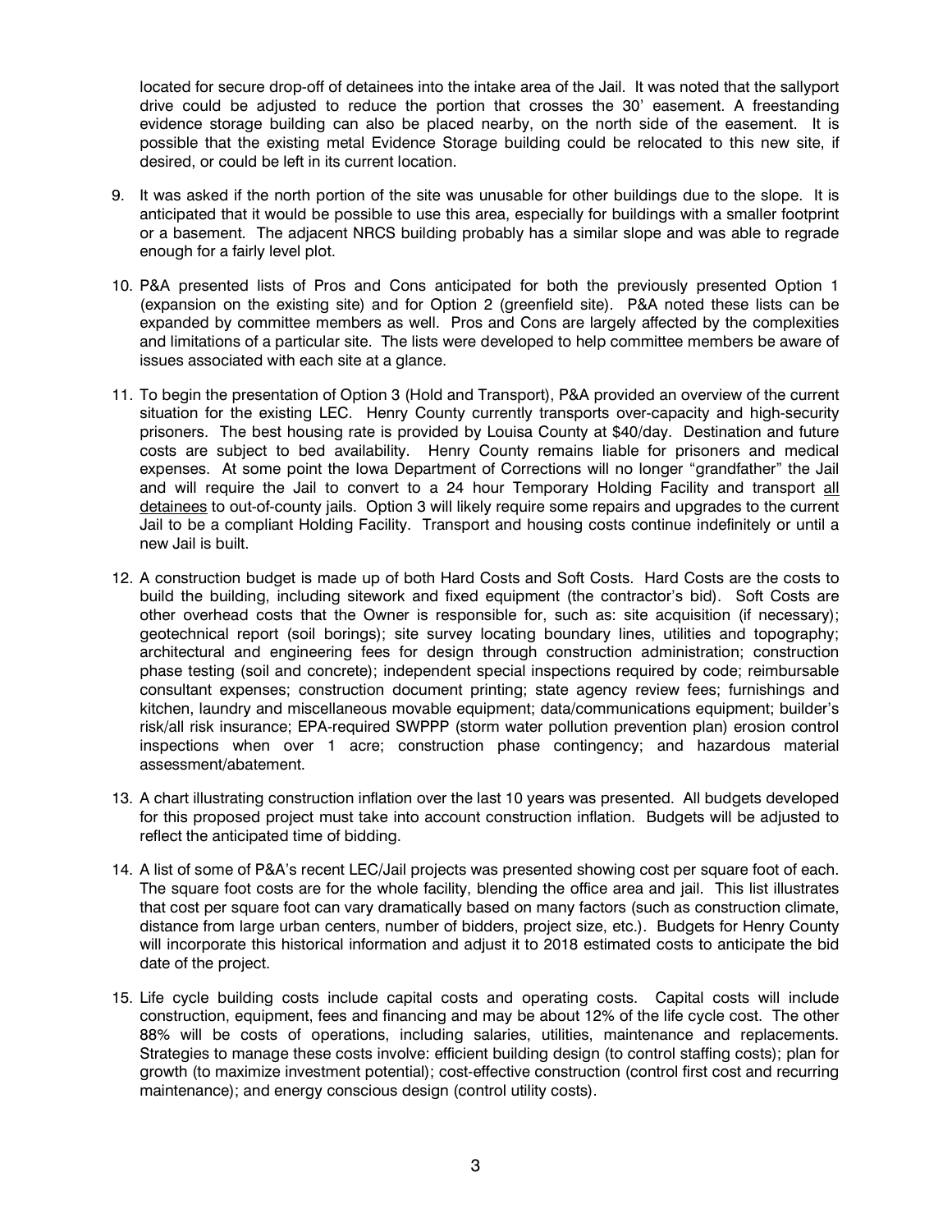located for secure drop-off of detainees into the intake area of the Jail. It was noted that the sallyport drive could be adjusted to reduce the portion that crosses the 30' easement. A freestanding evidence storage building can also be placed nearby, on the north side of the easement. It is possible that the existing metal Evidence Storage building could be relocated to this new site, if desired, or could be left in its current location.

9. It was asked if the north portion of the site was unusable for other buildings due to the slope. It is anticipated that it would be possible to use this area, especially for buildings with a smaller footprint or a basement. The adjacent NRCS building probably has a similar slope and was able to regrade enough for a fairly level plot.

10. P&A presented lists of Pros and Cons anticipated for both the previously presented Option 1 (expansion on the existing site) and for Option 2 (greenfield site). P&A noted these lists can be expanded by committee members as well. Pros and Cons are largely affected by the complexities and limitations of a particular site. The lists were developed to help committee members be aware of issues associated with each site at a glance.

11. To begin the presentation of Option 3 (Hold and Transport), P&A provided an overview of the current situation for the existing LEC. Henry County currently transports over-capacity and high-security prisoners. The best housing rate is provided by Louisa County at $40/day. Destination and future costs are subject to bed availability. Henry County remains liable for prisoners and medical expenses. At some point the Iowa Department of Corrections will no longer "grandfather" the Jail and will require the Jail to convert to a 24 hour Temporary Holding Facility and transport <u>all detainees</u> to out-of-county jails. Option 3 will likely require some repairs and upgrades to the current Jail to be a compliant Holding Facility. Transport and housing costs continue indefinitely or until a new Jail is built.

12. A construction budget is made up of both Hard Costs and Soft Costs. Hard Costs are the costs to build the building, including sitework and fixed equipment (the contractor's bid). Soft Costs are other overhead costs that the Owner is responsible for, such as: site acquisition (if necessary); geotechnical report (soil borings); site survey locating boundary lines, utilities and topography; architectural and engineering fees for design through construction administration; construction phase testing (soil and concrete); independent special inspections required by code; reimbursable consultant expenses; construction document printing; state agency review fees; furnishings and kitchen, laundry and miscellaneous movable equipment; data/communications equipment; builder's risk/all risk insurance; EPA-required SWPPP (storm water pollution prevention plan) erosion control inspections when over 1 acre; construction phase contingency; and hazardous material assessment/abatement.

13. A chart illustrating construction inflation over the last 10 years was presented. All budgets developed for this proposed project must take into account construction inflation. Budgets will be adjusted to reflect the anticipated time of bidding.

14. A list of some of P&A's recent LEC/Jail projects was presented showing cost per square foot of each. The square foot costs are for the whole facility, blending the office area and jail. This list illustrates that cost per square foot can vary dramatically based on many factors (such as construction climate, distance from large urban centers, number of bidders, project size, etc.). Budgets for Henry County will incorporate this historical information and adjust it to 2018 estimated costs to anticipate the bid date of the project.

15. Life cycle building costs include capital costs and operating costs. Capital costs will include construction, equipment, fees and financing and may be about 12% of the life cycle cost. The other 88% will be costs of operations, including salaries, utilities, maintenance and replacements. Strategies to manage these costs involve: efficient building design (to control staffing costs); plan for growth (to maximize investment potential); cost-effective construction (control first cost and recurring maintenance); and energy conscious design (control utility costs).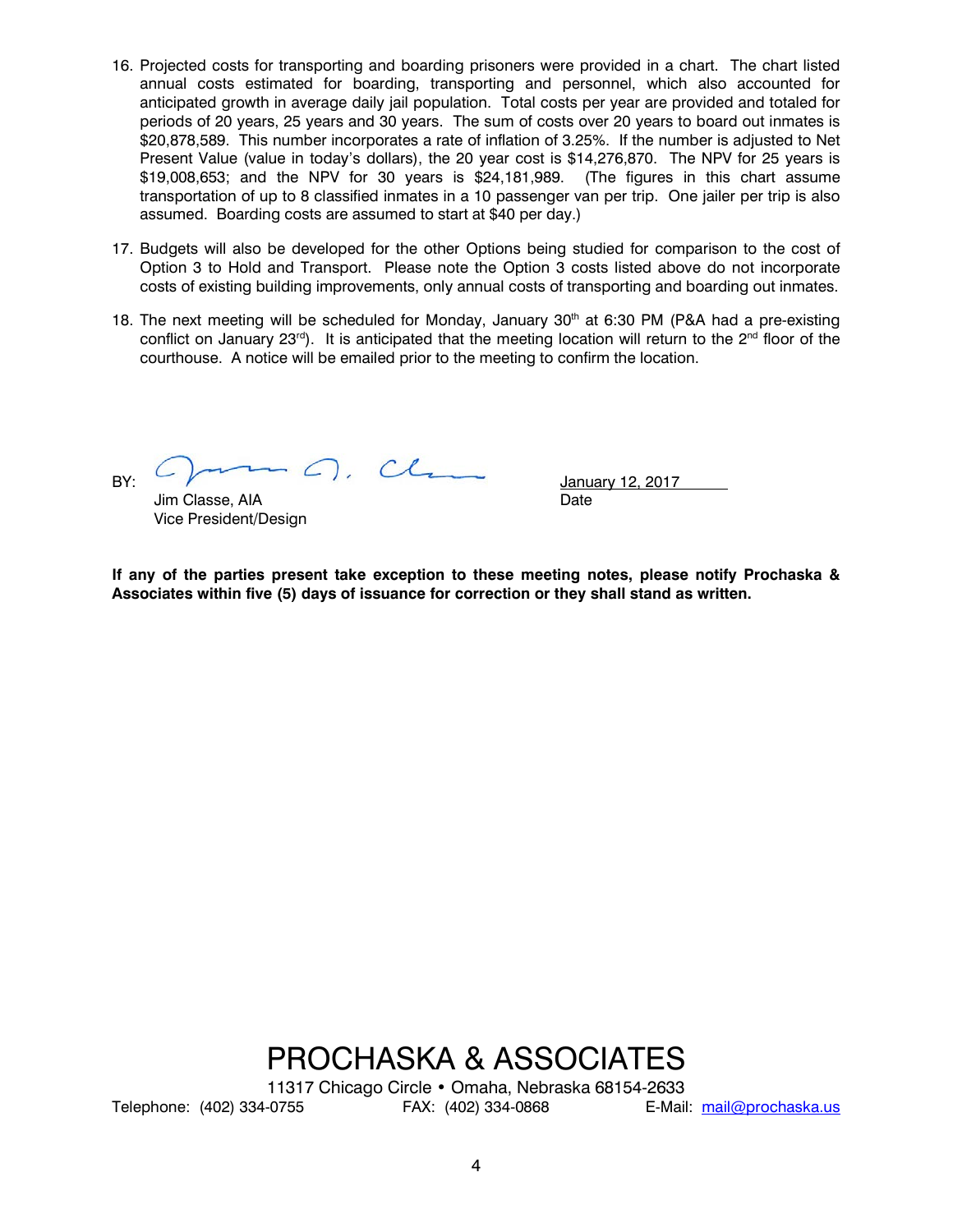16. Projected costs for transporting and boarding prisoners were provided in a chart. The chart listed annual costs estimated for boarding, transporting and personnel, which also accounted for anticipated growth in average daily jail population. Total costs per year are provided and totaled for periods of 20 years, 25 years and 30 years. The sum of costs over 20 years to board out inmates is $20,878,589. This number incorporates a rate of inflation of 3.25%. If the number is adjusted to Net Present Value (value in today's dollars), the 20 year cost is $14,276,870. The NPV for 25 years is $19,008,653; and the NPV for 30 years is $24,181,989. (The figures in this chart assume transportation of up to 8 classified inmates in a 10 passenger van per trip. One jailer per trip is also assumed. Boarding costs are assumed to start at $40 per day.)

17. Budgets will also be developed for the other Options being studied for comparison to the cost of Option 3 to Hold and Transport. Please note the Option 3 costs listed above do not incorporate costs of existing building improvements, only annual costs of transporting and boarding out inmates.

18. The next meeting will be scheduled for Monday, January 30th at 6:30 PM (P&A had a pre-existing conflict on January 23rd). It is anticipated that the meeting location will return to the 2nd floor of the courthouse. A notice will be emailed prior to the meeting to confirm the location.

BY:

Jim Classe, AIA
Vice President/Design

January 12, 2017
Date

**If any of the parties present take exception to these meeting notes, please notify Prochaska & Associates within five (5) days of issuance for correction or they shall stand as written.**

PROCHASKA & ASSOCIATES
11317 Chicago Circle • Omaha, Nebraska 68154-2633
Telephone: (402) 334-0755 FAX: (402) 334-0868 E-Mail: mail@prochaska.us